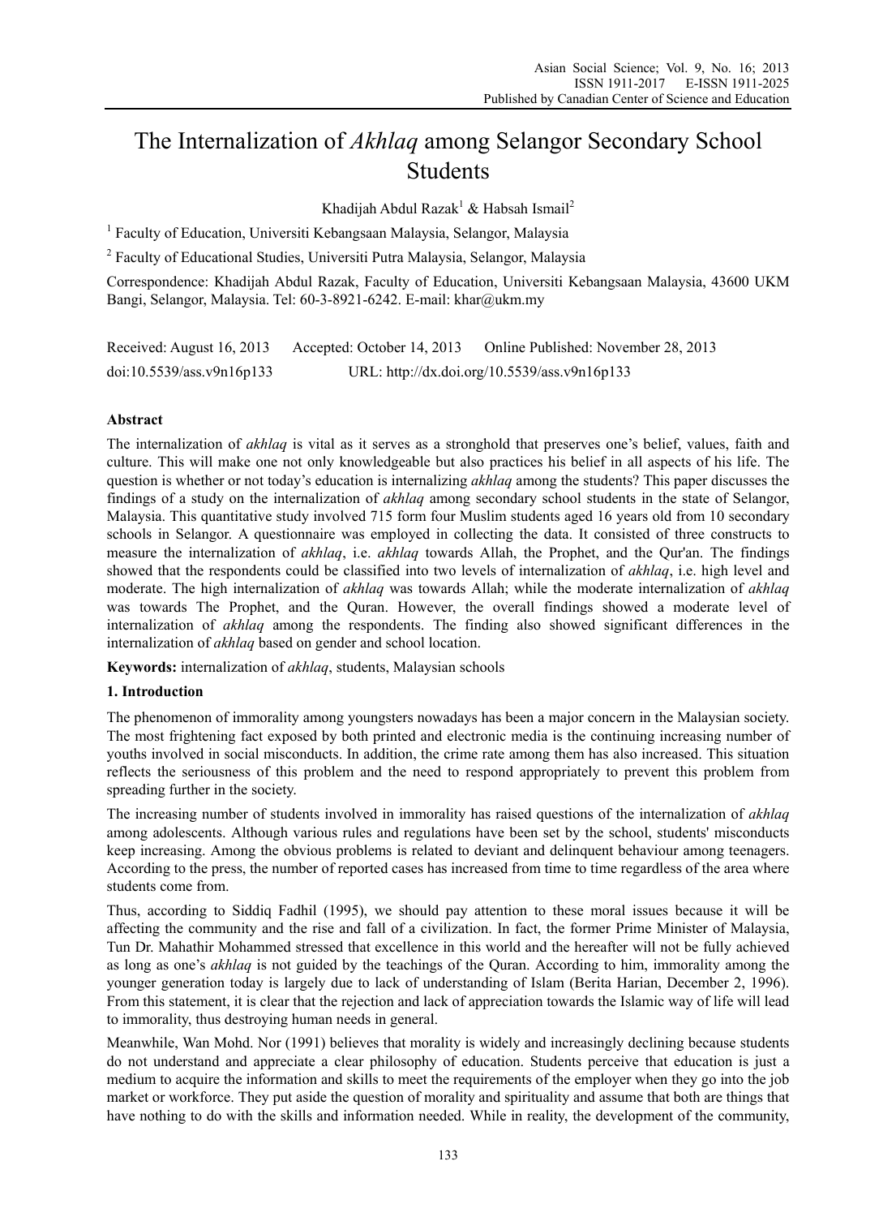# The Internalization of *Akhlaq* among Selangor Secondary School Students

Khadijah Abdul Razak[1] & Habsah Ismail[2]

[1] Faculty of Education, Universiti Kebangsaan Malaysia, Selangor, Malaysia

[2] Faculty of Educational Studies, Universiti Putra Malaysia, Selangor, Malaysia

Correspondence: Khadijah Abdul Razak, Faculty of Education, Universiti Kebangsaan Malaysia, 43600 UKM Bangi, Selangor, Malaysia. Tel: 60-3-8921-6242. E-mail: khar@ukm.my

Received: August 16, 2013 Accepted: October 14, 2013 Online Published: November 28, 2013

doi:10.5539/ass.v9n16p133 URL: http://dx.doi.org/10.5539/ass.v9n16p133

## Abstract

The internalization of *akhlaq* is vital as it serves as a stronghold that preserves one's belief, values, faith and culture. This will make one not only knowledgeable but also practices his belief in all aspects of his life. The question is whether or not today's education is internalizing *akhlaq* among the students? This paper discusses the findings of a study on the internalization of *akhlaq* among secondary school students in the state of Selangor, Malaysia. This quantitative study involved 715 form four Muslim students aged 16 years old from 10 secondary schools in Selangor. A questionnaire was employed in collecting the data. It consisted of three constructs to measure the internalization of *akhlaq*, i.e. *akhlaq* towards Allah, the Prophet, and the Qur'an. The findings showed that the respondents could be classified into two levels of internalization of *akhlaq*, i.e. high level and moderate. The high internalization of *akhlaq* was towards Allah; while the moderate internalization of *akhlaq* was towards The Prophet, and the Quran. However, the overall findings showed a moderate level of internalization of *akhlaq* among the respondents. The finding also showed significant differences in the internalization of *akhlaq* based on gender and school location.

**Keywords:** internalization of *akhlaq*, students, Malaysian schools

## 1. Introduction

The phenomenon of immorality among youngsters nowadays has been a major concern in the Malaysian society. The most frightening fact exposed by both printed and electronic media is the continuing increasing number of youths involved in social misconducts. In addition, the crime rate among them has also increased. This situation reflects the seriousness of this problem and the need to respond appropriately to prevent this problem from spreading further in the society.

The increasing number of students involved in immorality has raised questions of the internalization of *akhlaq* among adolescents. Although various rules and regulations have been set by the school, students' misconducts keep increasing. Among the obvious problems is related to deviant and delinquent behaviour among teenagers. According to the press, the number of reported cases has increased from time to time regardless of the area where students come from.

Thus, according to Siddiq Fadhil (1995), we should pay attention to these moral issues because it will be affecting the community and the rise and fall of a civilization. In fact, the former Prime Minister of Malaysia, Tun Dr. Mahathir Mohammed stressed that excellence in this world and the hereafter will not be fully achieved as long as one's *akhlaq* is not guided by the teachings of the Quran. According to him, immorality among the younger generation today is largely due to lack of understanding of Islam (Berita Harian, December 2, 1996). From this statement, it is clear that the rejection and lack of appreciation towards the Islamic way of life will lead to immorality, thus destroying human needs in general.

Meanwhile, Wan Mohd. Nor (1991) believes that morality is widely and increasingly declining because students do not understand and appreciate a clear philosophy of education. Students perceive that education is just a medium to acquire the information and skills to meet the requirements of the employer when they go into the job market or workforce. They put aside the question of morality and spirituality and assume that both are things that have nothing to do with the skills and information needed. While in reality, the development of the community,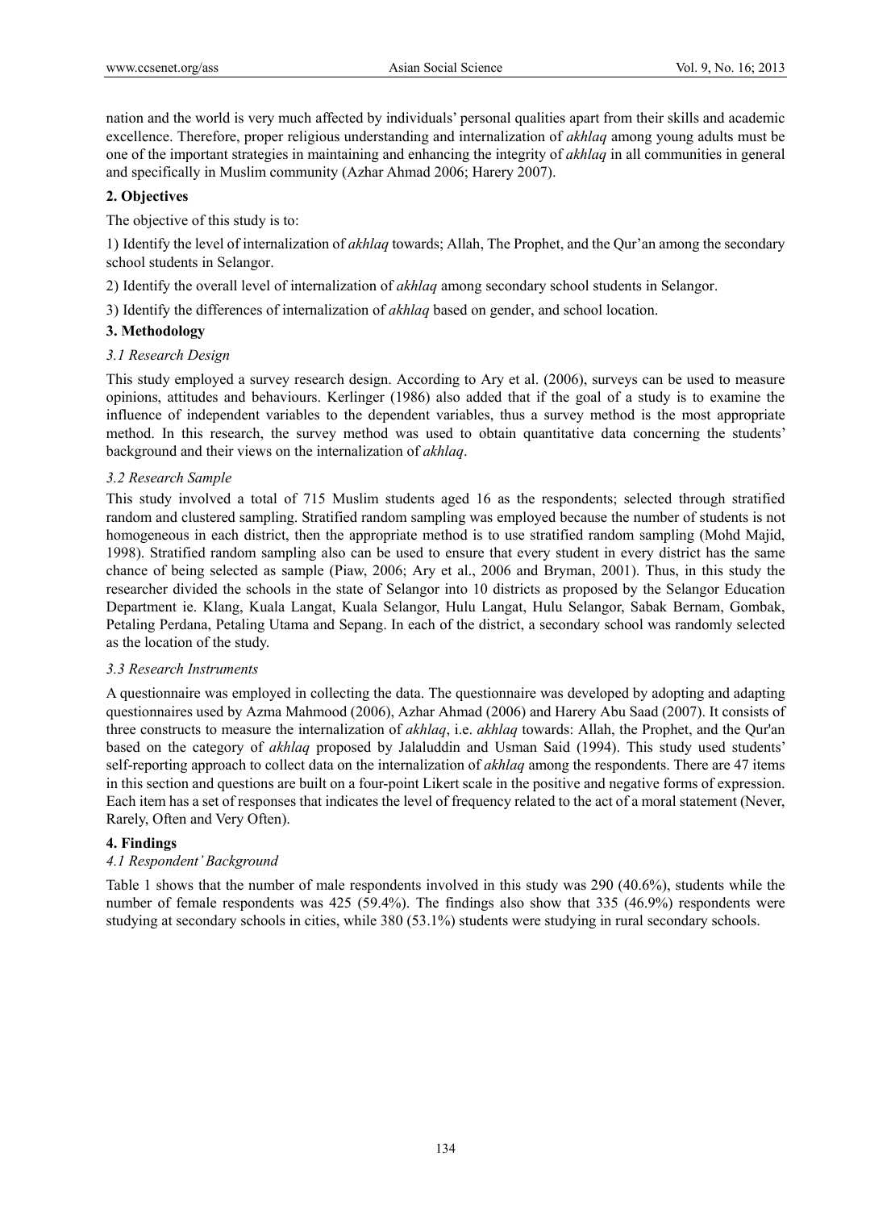nation and the world is very much affected by individuals' personal qualities apart from their skills and academic excellence. Therefore, proper religious understanding and internalization of *akhlaq* among young adults must be one of the important strategies in maintaining and enhancing the integrity of *akhlaq* in all communities in general and specifically in Muslim community (Azhar Ahmad 2006; Harery 2007).

## 2. Objectives

The objective of this study is to:

1) Identify the level of internalization of *akhlaq* towards; Allah, The Prophet, and the Qur'an among the secondary school students in Selangor.

2) Identify the overall level of internalization of *akhlaq* among secondary school students in Selangor.

3) Identify the differences of internalization of *akhlaq* based on gender, and school location.

## 3. Methodology

### *3.1 Research Design*

This study employed a survey research design. According to Ary et al. (2006), surveys can be used to measure opinions, attitudes and behaviours. Kerlinger (1986) also added that if the goal of a study is to examine the influence of independent variables to the dependent variables, thus a survey method is the most appropriate method. In this research, the survey method was used to obtain quantitative data concerning the students' background and their views on the internalization of *akhlaq*.

### *3.2 Research Sample*

This study involved a total of 715 Muslim students aged 16 as the respondents; selected through stratified random and clustered sampling. Stratified random sampling was employed because the number of students is not homogeneous in each district, then the appropriate method is to use stratified random sampling (Mohd Majid, 1998). Stratified random sampling also can be used to ensure that every student in every district has the same chance of being selected as sample (Piaw, 2006; Ary et al., 2006 and Bryman, 2001). Thus, in this study the researcher divided the schools in the state of Selangor into 10 districts as proposed by the Selangor Education Department ie. Klang, Kuala Langat, Kuala Selangor, Hulu Langat, Hulu Selangor, Sabak Bernam, Gombak, Petaling Perdana, Petaling Utama and Sepang. In each of the district, a secondary school was randomly selected as the location of the study.

### *3.3 Research Instruments*

A questionnaire was employed in collecting the data. The questionnaire was developed by adopting and adapting questionnaires used by Azma Mahmood (2006), Azhar Ahmad (2006) and Harery Abu Saad (2007). It consists of three constructs to measure the internalization of *akhlaq*, i.e. *akhlaq* towards: Allah, the Prophet, and the Qur'an based on the category of *akhlaq* proposed by Jalaluddin and Usman Said (1994). This study used students' self-reporting approach to collect data on the internalization of *akhlaq* among the respondents. There are 47 items in this section and questions are built on a four-point Likert scale in the positive and negative forms of expression. Each item has a set of responses that indicates the level of frequency related to the act of a moral statement (Never, Rarely, Often and Very Often).

## 4. Findings

### *4.1 Respondent' Background*

Table 1 shows that the number of male respondents involved in this study was 290 (40.6%), students while the number of female respondents was 425 (59.4%). The findings also show that 335 (46.9%) respondents were studying at secondary schools in cities, while 380 (53.1%) students were studying in rural secondary schools.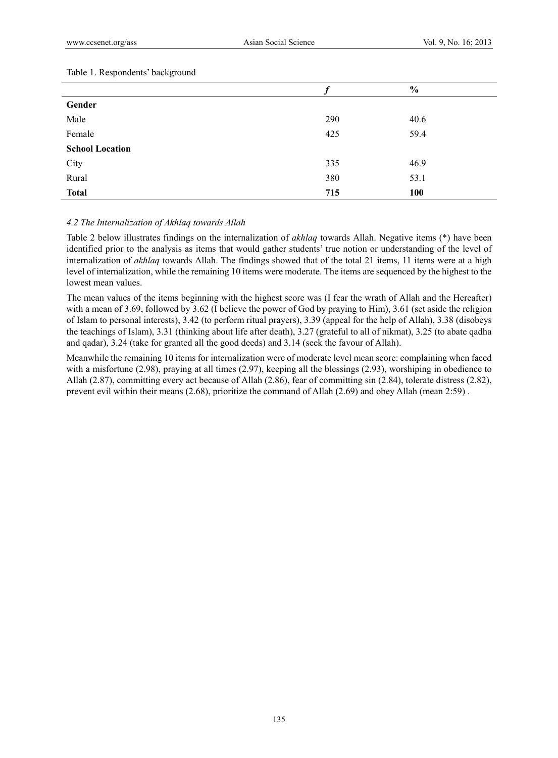Table 1. Respondents' background

| | *f* | % |
|---|---|---|
| **Gender** | | |
| Male | 290 | 40.6 |
| Female | 425 | 59.4 |
| **School Location** | | |
| City | 335 | 46.9 |
| Rural | 380 | 53.1 |
| **Total** | **715** | **100** |

### *4.2 The Internalization of Akhlaq towards Allah*

Table 2 below illustrates findings on the internalization of *akhlaq* towards Allah. Negative items (*) have been identified prior to the analysis as items that would gather students' true notion or understanding of the level of internalization of *akhlaq* towards Allah. The findings showed that of the total 21 items, 11 items were at a high level of internalization, while the remaining 10 items were moderate. The items are sequenced by the highest to the lowest mean values.

The mean values of the items beginning with the highest score was (I fear the wrath of Allah and the Hereafter) with a mean of 3.69, followed by 3.62 (I believe the power of God by praying to Him), 3.61 (set aside the religion of Islam to personal interests), 3.42 (to perform ritual prayers), 3.39 (appeal for the help of Allah), 3.38 (disobeys the teachings of Islam), 3.31 (thinking about life after death), 3.27 (grateful to all of nikmat), 3.25 (to abate qadha and qadar), 3.24 (take for granted all the good deeds) and 3.14 (seek the favour of Allah).

Meanwhile the remaining 10 items for internalization were of moderate level mean score: complaining when faced with a misfortune (2.98), praying at all times (2.97), keeping all the blessings (2.93), worshiping in obedience to Allah (2.87), committing every act because of Allah (2.86), fear of committing sin (2.84), tolerate distress (2.82), prevent evil within their means (2.68), prioritize the command of Allah (2.69) and obey Allah (mean 2:59) .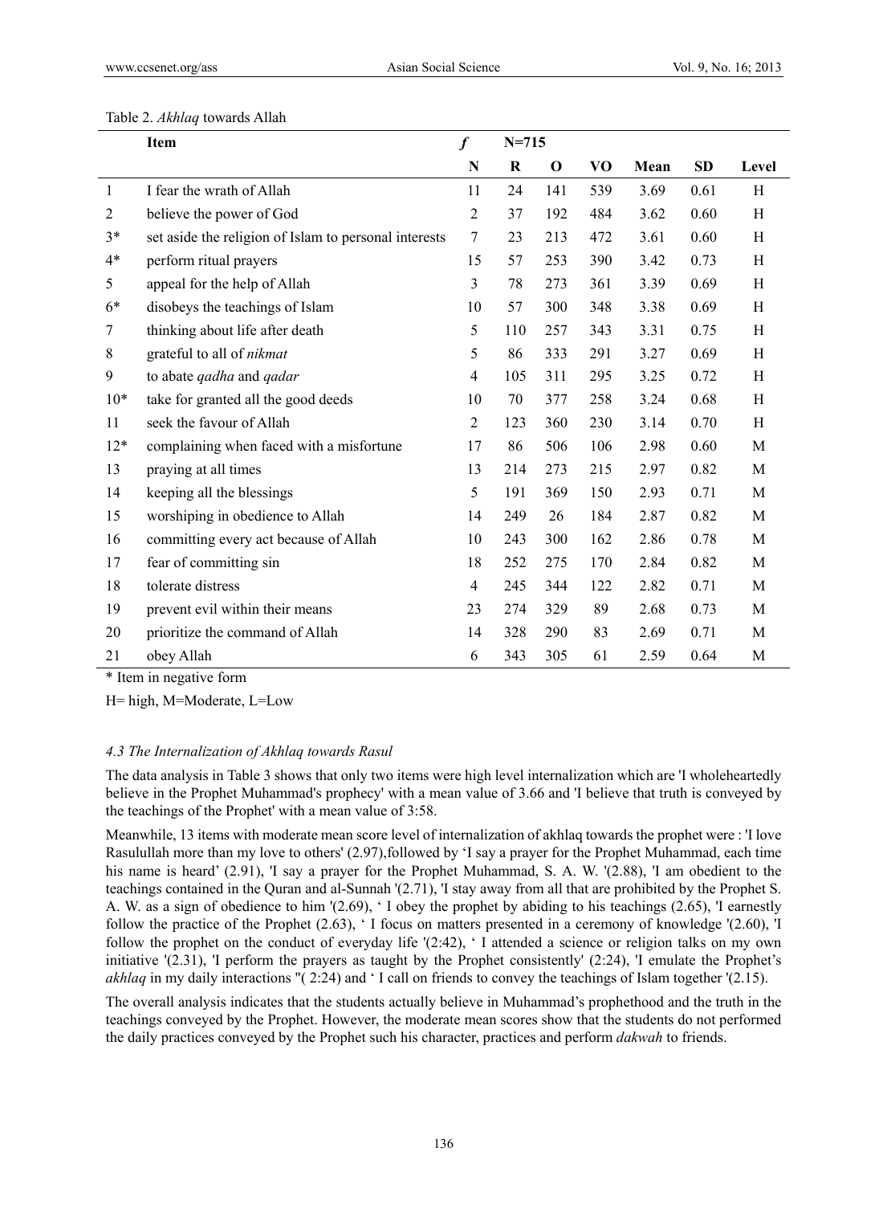Table 2. *Akhlaq* towards Allah

| | Item | *f* | N=715 | | | | | |
|---|---|---|---|---|---|---|---|---|
| | | N | R | O | VO | Mean | SD | Level |
| 1 | I fear the wrath of Allah | 11 | 24 | 141 | 539 | 3.69 | 0.61 | H |
| 2 | believe the power of God | 2 | 37 | 192 | 484 | 3.62 | 0.60 | H |
| 3* | set aside the religion of Islam to personal interests | 7 | 23 | 213 | 472 | 3.61 | 0.60 | H |
| 4* | perform ritual prayers | 15 | 57 | 253 | 390 | 3.42 | 0.73 | H |
| 5 | appeal for the help of Allah | 3 | 78 | 273 | 361 | 3.39 | 0.69 | H |
| 6* | disobeys the teachings of Islam | 10 | 57 | 300 | 348 | 3.38 | 0.69 | H |
| 7 | thinking about life after death | 5 | 110 | 257 | 343 | 3.31 | 0.75 | H |
| 8 | grateful to all of *nikmat* | 5 | 86 | 333 | 291 | 3.27 | 0.69 | H |
| 9 | to abate *qadha* and *qadar* | 4 | 105 | 311 | 295 | 3.25 | 0.72 | H |
| 10* | take for granted all the good deeds | 10 | 70 | 377 | 258 | 3.24 | 0.68 | H |
| 11 | seek the favour of Allah | 2 | 123 | 360 | 230 | 3.14 | 0.70 | H |
| 12* | complaining when faced with a misfortune | 17 | 86 | 506 | 106 | 2.98 | 0.60 | M |
| 13 | praying at all times | 13 | 214 | 273 | 215 | 2.97 | 0.82 | M |
| 14 | keeping all the blessings | 5 | 191 | 369 | 150 | 2.93 | 0.71 | M |
| 15 | worshiping in obedience to Allah | 14 | 249 | 26 | 184 | 2.87 | 0.82 | M |
| 16 | committing every act because of Allah | 10 | 243 | 300 | 162 | 2.86 | 0.78 | M |
| 17 | fear of committing sin | 18 | 252 | 275 | 170 | 2.84 | 0.82 | M |
| 18 | tolerate distress | 4 | 245 | 344 | 122 | 2.82 | 0.71 | M |
| 19 | prevent evil within their means | 23 | 274 | 329 | 89 | 2.68 | 0.73 | M |
| 20 | prioritize the command of Allah | 14 | 328 | 290 | 83 | 2.69 | 0.71 | M |
| 21 | obey Allah | 6 | 343 | 305 | 61 | 2.59 | 0.64 | M |

\* Item in negative form

H= high, M=Moderate, L=Low

#### *4.3 The Internalization of Akhlaq towards Rasul*

The data analysis in Table 3 shows that only two items were high level internalization which are 'I wholeheartedly believe in the Prophet Muhammad's prophecy' with a mean value of 3.66 and 'I believe that truth is conveyed by the teachings of the Prophet' with a mean value of 3:58.

Meanwhile, 13 items with moderate mean score level of internalization of akhlaq towards the prophet were : 'I love Rasulullah more than my love to others' (2.97),followed by 'I say a prayer for the Prophet Muhammad, each time his name is heard' (2.91), 'I say a prayer for the Prophet Muhammad, S. A. W. '(2.88), 'I am obedient to the teachings contained in the Quran and al-Sunnah '(2.71), 'I stay away from all that are prohibited by the Prophet S. A. W. as a sign of obedience to him '(2.69), ' I obey the prophet by abiding to his teachings (2.65), 'I earnestly follow the practice of the Prophet (2.63), ' I focus on matters presented in a ceremony of knowledge '(2.60), 'I follow the prophet on the conduct of everyday life '(2:42), ' I attended a science or religion talks on my own initiative '(2.31), 'I perform the prayers as taught by the Prophet consistently' (2:24), 'I emulate the Prophet's *akhlaq* in my daily interactions "( 2:24) and ' I call on friends to convey the teachings of Islam together '(2.15).

The overall analysis indicates that the students actually believe in Muhammad's prophethood and the truth in the teachings conveyed by the Prophet. However, the moderate mean scores show that the students do not performed the daily practices conveyed by the Prophet such his character, practices and perform *dakwah* to friends.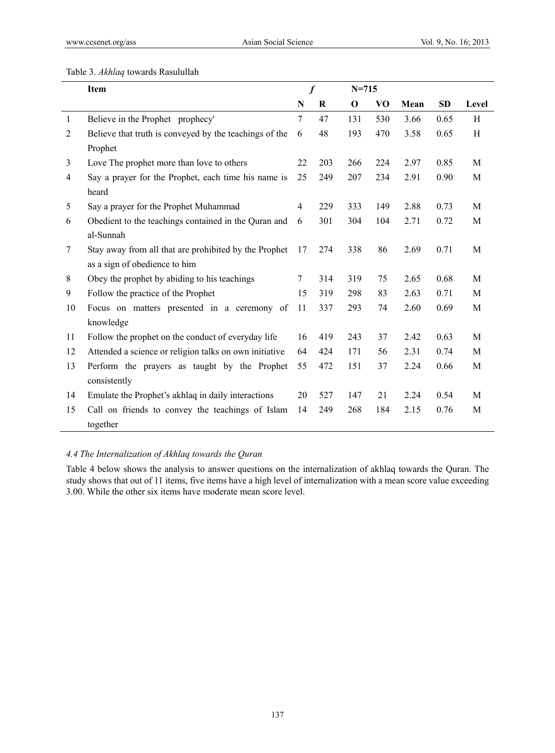Table 3. *Akhlaq* towards Rasulullah

| | Item | *f* | | N=715 | | | | |
|---|---|---|---|---|---|---|---|---|
| | | N | R | O | VO | Mean | SD | Level |
| 1 | Believe in the Prophet prophecy' | 7 | 47 | 131 | 530 | 3.66 | 0.65 | H |
| 2 | Believe that truth is conveyed by the teachings of the Prophet | 6 | 48 | 193 | 470 | 3.58 | 0.65 | H |
| 3 | Love The prophet more than love to others | 22 | 203 | 266 | 224 | 2.97 | 0.85 | M |
| 4 | Say a prayer for the Prophet, each time his name is heard | 25 | 249 | 207 | 234 | 2.91 | 0.90 | M |
| 5 | Say a prayer for the Prophet Muhammad | 4 | 229 | 333 | 149 | 2.88 | 0.73 | M |
| 6 | Obedient to the teachings contained in the Quran and al-Sunnah | 6 | 301 | 304 | 104 | 2.71 | 0.72 | M |
| 7 | Stay away from all that are prohibited by the Prophet as a sign of obedience to him | 17 | 274 | 338 | 86 | 2.69 | 0.71 | M |
| 8 | Obey the prophet by abiding to his teachings | 7 | 314 | 319 | 75 | 2.65 | 0.68 | M |
| 9 | Follow the practice of the Prophet | 15 | 319 | 298 | 83 | 2.63 | 0.71 | M |
| 10 | Focus on matters presented in a ceremony of knowledge | 11 | 337 | 293 | 74 | 2.60 | 0.69 | M |
| 11 | Follow the prophet on the conduct of everyday life | 16 | 419 | 243 | 37 | 2.42 | 0.63 | M |
| 12 | Attended a science or religion talks on own initiative | 64 | 424 | 171 | 56 | 2.31 | 0.74 | M |
| 13 | Perform the prayers as taught by the Prophet consistently | 55 | 472 | 151 | 37 | 2.24 | 0.66 | M |
| 14 | Emulate the Prophet's akhlaq in daily interactions | 20 | 527 | 147 | 21 | 2.24 | 0.54 | M |
| 15 | Call on friends to convey the teachings of Islam together | 14 | 249 | 268 | 184 | 2.15 | 0.76 | M |

### *4.4 The Internalization of Akhlaq towards the Quran*

Table 4 below shows the analysis to answer questions on the internalization of akhlaq towards the Quran. The study shows that out of 11 items, five items have a high level of internalization with a mean score value exceeding 3.00. While the other six items have moderate mean score level.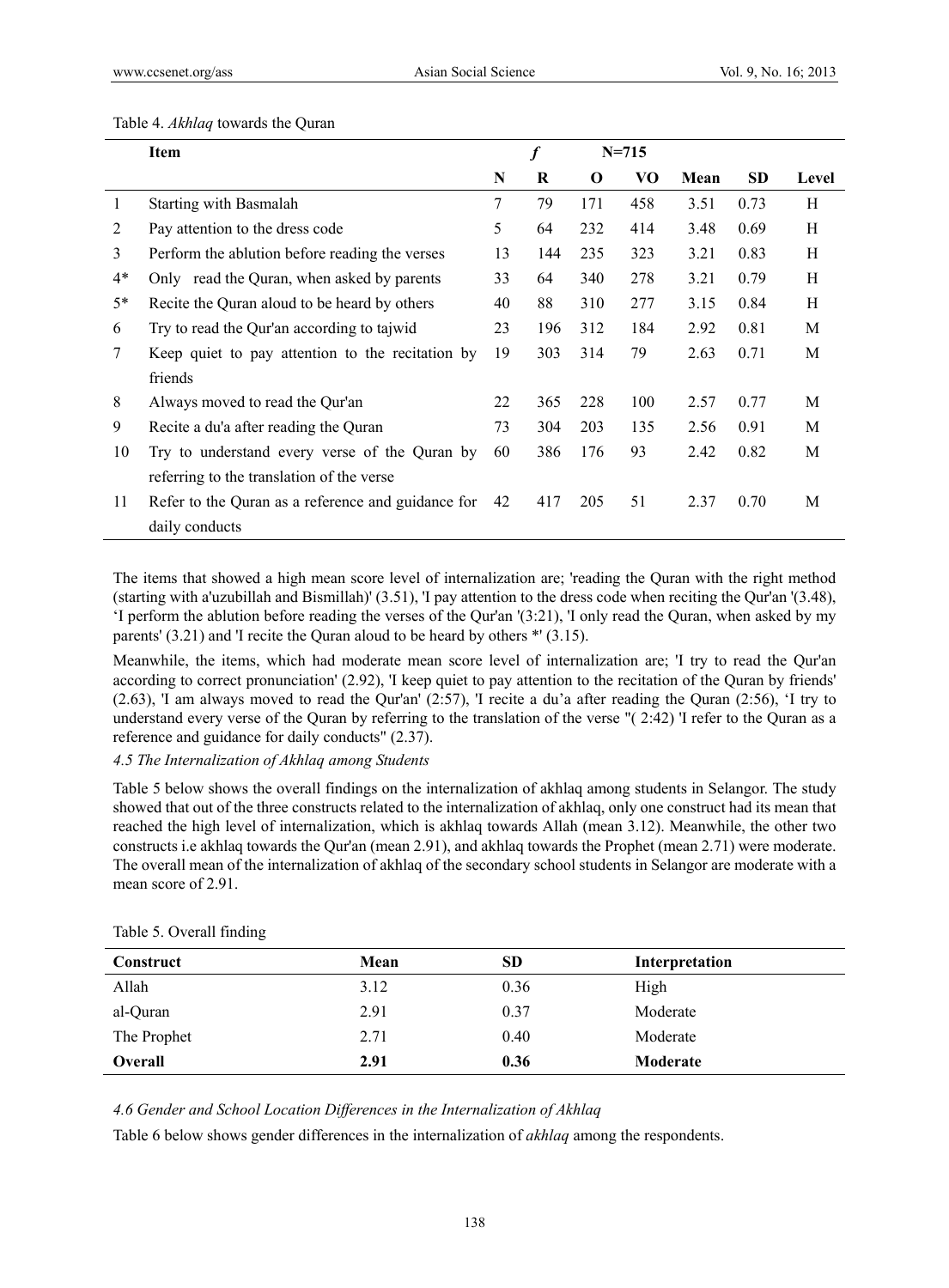Table 4. *Akhlaq* towards the Quran

| | Item | *f* | | N=715 | | | | |
|---|---|---|---|---|---|---|---|---|
| | | N | R | O | VO | Mean | SD | Level |
| 1 | Starting with Basmalah | 7 | 79 | 171 | 458 | 3.51 | 0.73 | H |
| 2 | Pay attention to the dress code | 5 | 64 | 232 | 414 | 3.48 | 0.69 | H |
| 3 | Perform the ablution before reading the verses | 13 | 144 | 235 | 323 | 3.21 | 0.83 | H |
| 4* | Only read the Quran, when asked by parents | 33 | 64 | 340 | 278 | 3.21 | 0.79 | H |
| 5* | Recite the Quran aloud to be heard by others | 40 | 88 | 310 | 277 | 3.15 | 0.84 | H |
| 6 | Try to read the Qur'an according to tajwid | 23 | 196 | 312 | 184 | 2.92 | 0.81 | M |
| 7 | Keep quiet to pay attention to the recitation by friends | 19 | 303 | 314 | 79 | 2.63 | 0.71 | M |
| 8 | Always moved to read the Qur'an | 22 | 365 | 228 | 100 | 2.57 | 0.77 | M |
| 9 | Recite a du'a after reading the Quran | 73 | 304 | 203 | 135 | 2.56 | 0.91 | M |
| 10 | Try to understand every verse of the Quran by referring to the translation of the verse | 60 | 386 | 176 | 93 | 2.42 | 0.82 | M |
| 11 | Refer to the Quran as a reference and guidance for daily conducts | 42 | 417 | 205 | 51 | 2.37 | 0.70 | M |

The items that showed a high mean score level of internalization are; 'reading the Quran with the right method (starting with a'uzubillah and Bismillah)' (3.51), 'I pay attention to the dress code when reciting the Qur'an '(3.48), 'I perform the ablution before reading the verses of the Qur'an '(3:21), 'I only read the Quran, when asked by my parents' (3.21) and 'I recite the Quran aloud to be heard by others *' (3.15).

Meanwhile, the items, which had moderate mean score level of internalization are; 'I try to read the Qur'an according to correct pronunciation' (2.92), 'I keep quiet to pay attention to the recitation of the Quran by friends' (2.63), 'I am always moved to read the Qur'an' (2:57), 'I recite a du'a after reading the Quran (2:56), 'I try to understand every verse of the Quran by referring to the translation of the verse "( 2:42) 'I refer to the Quran as a reference and guidance for daily conducts" (2.37).

### *4.5 The Internalization of Akhlaq among Students*

Table 5 below shows the overall findings on the internalization of akhlaq among students in Selangor. The study showed that out of the three constructs related to the internalization of akhlaq, only one construct had its mean that reached the high level of internalization, which is akhlaq towards Allah (mean 3.12). Meanwhile, the other two constructs i.e akhlaq towards the Qur'an (mean 2.91), and akhlaq towards the Prophet (mean 2.71) were moderate. The overall mean of the internalization of akhlaq of the secondary school students in Selangor are moderate with a mean score of 2.91.

Table 5. Overall finding

| Construct | Mean | SD | Interpretation |
|---|---|---|---|
| Allah | 3.12 | 0.36 | High |
| al-Quran | 2.91 | 0.37 | Moderate |
| The Prophet | 2.71 | 0.40 | Moderate |
| **Overall** | **2.91** | **0.36** | **Moderate** |

### *4.6 Gender and School Location Differences in the Internalization of Akhlaq*

Table 6 below shows gender differences in the internalization of *akhlaq* among the respondents.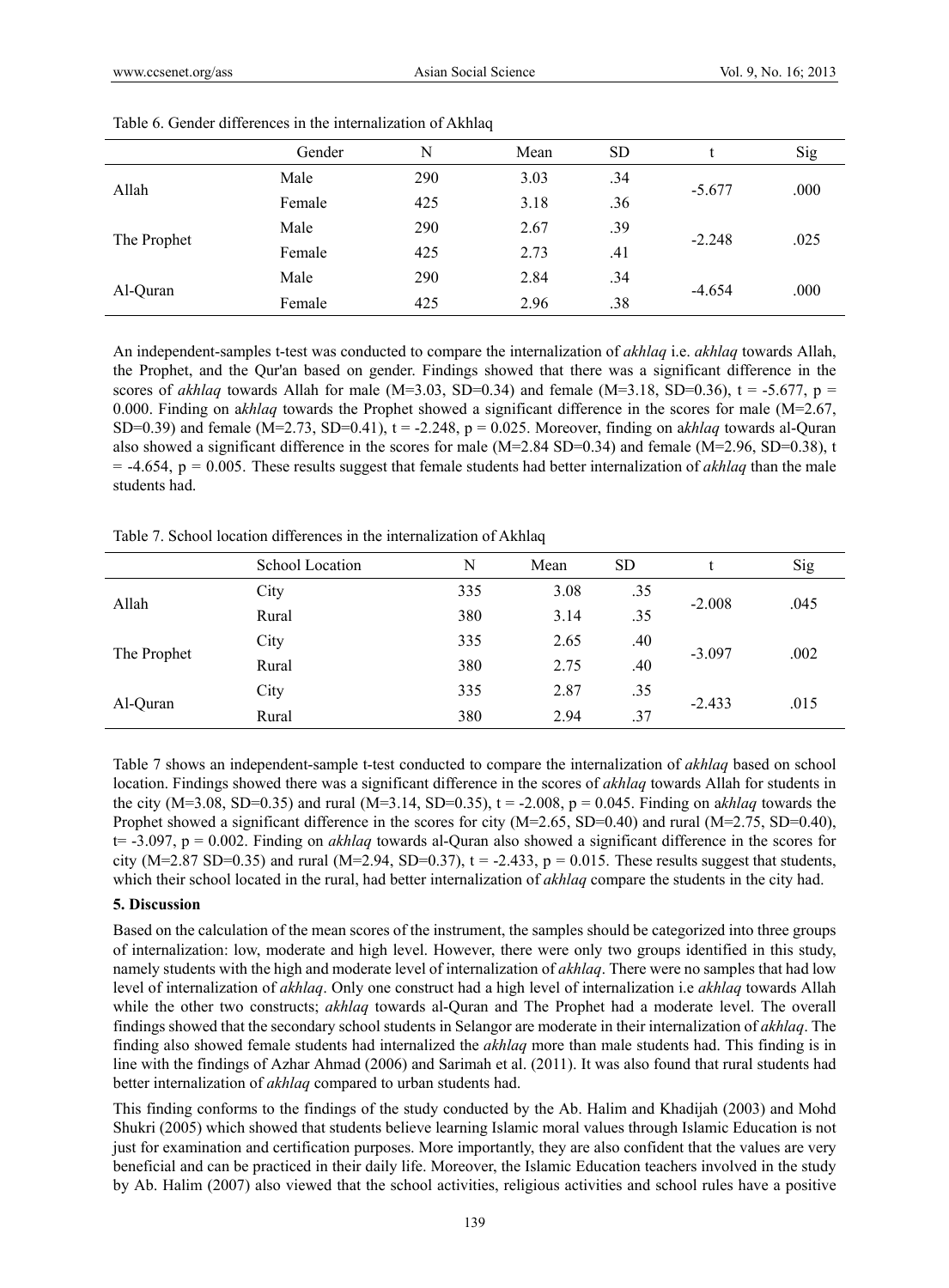Table 6. Gender differences in the internalization of Akhlaq

| | Gender | N | Mean | SD | t | Sig |
|---|---|---|---|---|---|---|
| Allah | Male | 290 | 3.03 | .34 | -5.677 | .000 |
| | Female | 425 | 3.18 | .36 | | |
| The Prophet | Male | 290 | 2.67 | .39 | -2.248 | .025 |
| | Female | 425 | 2.73 | .41 | | |
| Al-Quran | Male | 290 | 2.84 | .34 | -4.654 | .000 |
| | Female | 425 | 2.96 | .38 | | |

An independent-samples t-test was conducted to compare the internalization of *akhlaq* i.e. *akhlaq* towards Allah, the Prophet, and the Qur'an based on gender. Findings showed that there was a significant difference in the scores of *akhlaq* towards Allah for male (M=3.03, SD=0.34) and female (M=3.18, SD=0.36), t = -5.677, p = 0.000. Finding on a*khlaq* towards the Prophet showed a significant difference in the scores for male (M=2.67, SD=0.39) and female (M=2.73, SD=0.41), t = -2.248, p = 0.025. Moreover, finding on a*khlaq* towards al-Quran also showed a significant difference in the scores for male (M=2.84 SD=0.34) and female (M=2.96, SD=0.38), t = -4.654, p = 0.005. These results suggest that female students had better internalization of *akhlaq* than the male students had.

Table 7. School location differences in the internalization of Akhlaq

| | School Location | N | Mean | SD | t | Sig |
|---|---|---|---|---|---|---|
| Allah | City | 335 | 3.08 | .35 | -2.008 | .045 |
| | Rural | 380 | 3.14 | .35 | | |
| The Prophet | City | 335 | 2.65 | .40 | -3.097 | .002 |
| | Rural | 380 | 2.75 | .40 | | |
| Al-Quran | City | 335 | 2.87 | .35 | -2.433 | .015 |
| | Rural | 380 | 2.94 | .37 | | |

Table 7 shows an independent-sample t-test conducted to compare the internalization of *akhlaq* based on school location. Findings showed there was a significant difference in the scores of *akhlaq* towards Allah for students in the city (M=3.08, SD=0.35) and rural (M=3.14, SD=0.35), t = -2.008, p = 0.045. Finding on a*khlaq* towards the Prophet showed a significant difference in the scores for city (M=2.65, SD=0.40) and rural (M=2.75, SD=0.40), t= -3.097, p = 0.002. Finding on *akhlaq* towards al-Quran also showed a significant difference in the scores for city (M=2.87 SD=0.35) and rural (M=2.94, SD=0.37), t = -2.433, p = 0.015. These results suggest that students, which their school located in the rural, had better internalization of *akhlaq* compare the students in the city had.

**5. Discussion**

Based on the calculation of the mean scores of the instrument, the samples should be categorized into three groups of internalization: low, moderate and high level. However, there were only two groups identified in this study, namely students with the high and moderate level of internalization of *akhlaq*. There were no samples that had low level of internalization of *akhlaq*. Only one construct had a high level of internalization i.e *akhlaq* towards Allah while the other two constructs; *akhlaq* towards al-Quran and The Prophet had a moderate level. The overall findings showed that the secondary school students in Selangor are moderate in their internalization of *akhlaq*. The finding also showed female students had internalized the *akhlaq* more than male students had. This finding is in line with the findings of Azhar Ahmad (2006) and Sarimah et al. (2011). It was also found that rural students had better internalization of *akhlaq* compared to urban students had.

This finding conforms to the findings of the study conducted by the Ab. Halim and Khadijah (2003) and Mohd Shukri (2005) which showed that students believe learning Islamic moral values through Islamic Education is not just for examination and certification purposes. More importantly, they are also confident that the values are very beneficial and can be practiced in their daily life. Moreover, the Islamic Education teachers involved in the study by Ab. Halim (2007) also viewed that the school activities, religious activities and school rules have a positive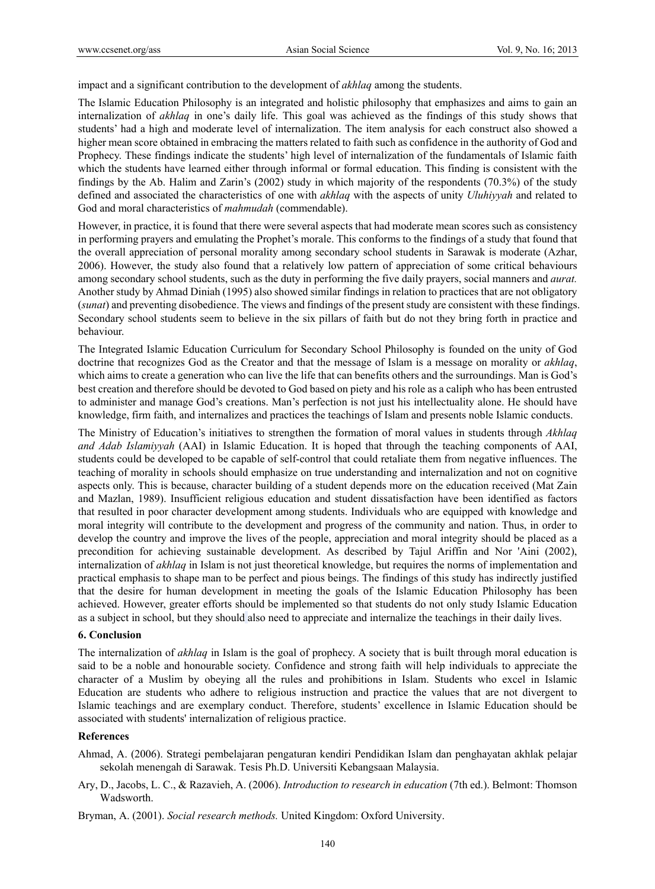impact and a significant contribution to the development of *akhlaq* among the students.

The Islamic Education Philosophy is an integrated and holistic philosophy that emphasizes and aims to gain an internalization of *akhlaq* in one's daily life. This goal was achieved as the findings of this study shows that students' had a high and moderate level of internalization. The item analysis for each construct also showed a higher mean score obtained in embracing the matters related to faith such as confidence in the authority of God and Prophecy. These findings indicate the students' high level of internalization of the fundamentals of Islamic faith which the students have learned either through informal or formal education. This finding is consistent with the findings by the Ab. Halim and Zarin's (2002) study in which majority of the respondents (70.3%) of the study defined and associated the characteristics of one with *akhlaq* with the aspects of unity *Uluhiyyah* and related to God and moral characteristics of *mahmudah* (commendable).

However, in practice, it is found that there were several aspects that had moderate mean scores such as consistency in performing prayers and emulating the Prophet's morale. This conforms to the findings of a study that found that the overall appreciation of personal morality among secondary school students in Sarawak is moderate (Azhar, 2006). However, the study also found that a relatively low pattern of appreciation of some critical behaviours among secondary school students, such as the duty in performing the five daily prayers, social manners and *aurat.* Another study by Ahmad Diniah (1995) also showed similar findings in relation to practices that are not obligatory (*sunat*) and preventing disobedience. The views and findings of the present study are consistent with these findings. Secondary school students seem to believe in the six pillars of faith but do not they bring forth in practice and behaviour.

The Integrated Islamic Education Curriculum for Secondary School Philosophy is founded on the unity of God doctrine that recognizes God as the Creator and that the message of Islam is a message on morality or *akhlaq*, which aims to create a generation who can live the life that can benefits others and the surroundings. Man is God's best creation and therefore should be devoted to God based on piety and his role as a caliph who has been entrusted to administer and manage God's creations. Man's perfection is not just his intellectuality alone. He should have knowledge, firm faith, and internalizes and practices the teachings of Islam and presents noble Islamic conducts.

The Ministry of Education's initiatives to strengthen the formation of moral values in students through *Akhlaq and Adab Islamiyyah* (AAI) in Islamic Education. It is hoped that through the teaching components of AAI, students could be developed to be capable of self-control that could retaliate them from negative influences. The teaching of morality in schools should emphasize on true understanding and internalization and not on cognitive aspects only. This is because, character building of a student depends more on the education received (Mat Zain and Mazlan, 1989). Insufficient religious education and student dissatisfaction have been identified as factors that resulted in poor character development among students. Individuals who are equipped with knowledge and moral integrity will contribute to the development and progress of the community and nation. Thus, in order to develop the country and improve the lives of the people, appreciation and moral integrity should be placed as a precondition for achieving sustainable development. As described by Tajul Ariffin and Nor 'Aini (2002), internalization of *akhlaq* in Islam is not just theoretical knowledge, but requires the norms of implementation and practical emphasis to shape man to be perfect and pious beings. The findings of this study has indirectly justified that the desire for human development in meeting the goals of the Islamic Education Philosophy has been achieved. However, greater efforts should be implemented so that students do not only study Islamic Education as a subject in school, but they should also need to appreciate and internalize the teachings in their daily lives.

## 6. Conclusion

The internalization of *akhlaq* in Islam is the goal of prophecy. A society that is built through moral education is said to be a noble and honourable society. Confidence and strong faith will help individuals to appreciate the character of a Muslim by obeying all the rules and prohibitions in Islam. Students who excel in Islamic Education are students who adhere to religious instruction and practice the values that are not divergent to Islamic teachings and are exemplary conduct. Therefore, students' excellence in Islamic Education should be associated with students' internalization of religious practice.

## References

Ahmad, A. (2006). Strategi pembelajaran pengaturan kendiri Pendidikan Islam dan penghayatan akhlak pelajar sekolah menengah di Sarawak. Tesis Ph.D. Universiti Kebangsaan Malaysia.

Ary, D., Jacobs, L. C., & Razavieh, A. (2006). *Introduction to research in education* (7th ed.). Belmont: Thomson Wadsworth.

Bryman, A. (2001). *Social research methods.* United Kingdom: Oxford University.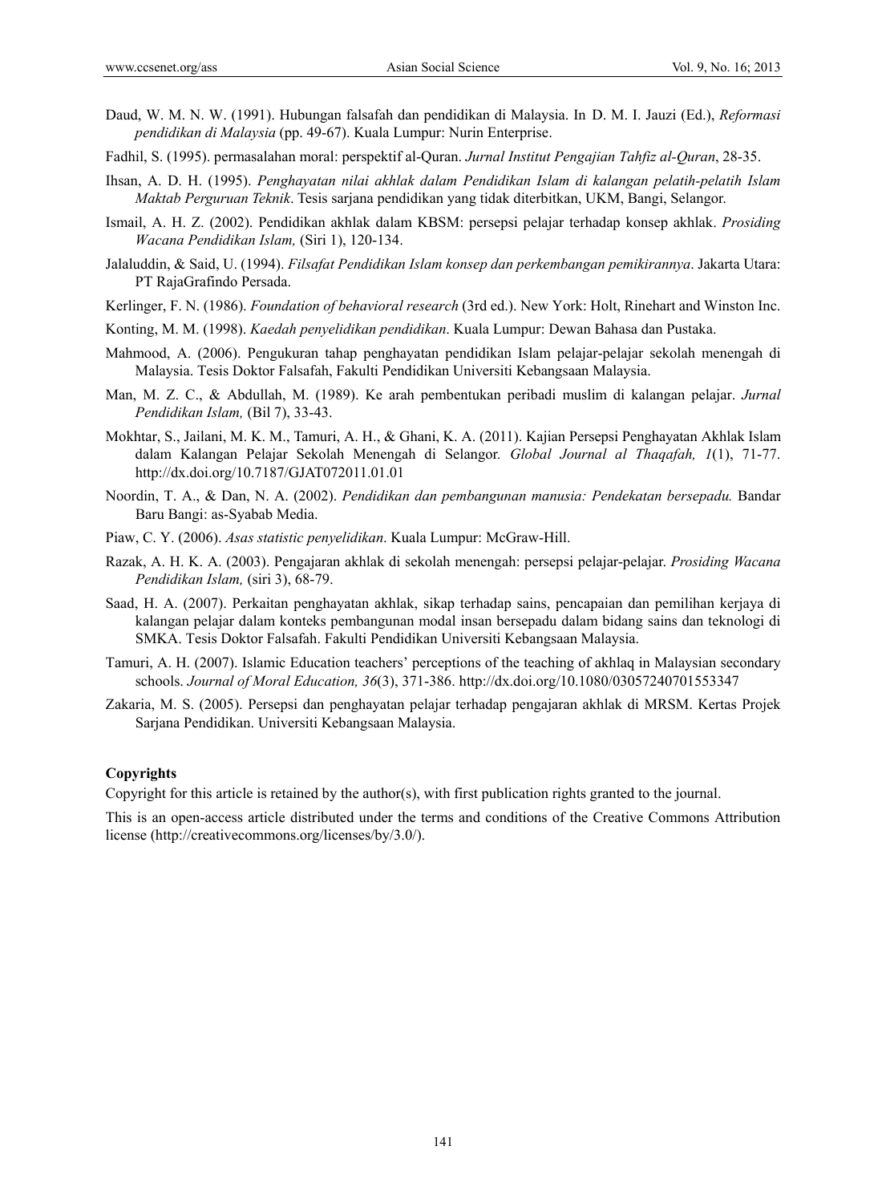Daud, W. M. N. W. (1991). Hubungan falsafah dan pendidikan di Malaysia. In D. M. I. Jauzi (Ed.), *Reformasi pendidikan di Malaysia* (pp. 49-67). Kuala Lumpur: Nurin Enterprise.

Fadhil, S. (1995). permasalahan moral: perspektif al-Quran. *Jurnal Institut Pengajian Tahfiz al-Quran*, 28-35.

Ihsan, A. D. H. (1995). *Penghayatan nilai akhlak dalam Pendidikan Islam di kalangan pelatih-pelatih Islam Maktab Perguruan Teknik*. Tesis sarjana pendidikan yang tidak diterbitkan, UKM, Bangi, Selangor.

Ismail, A. H. Z. (2002). Pendidikan akhlak dalam KBSM: persepsi pelajar terhadap konsep akhlak. *Prosiding Wacana Pendidikan Islam,* (Siri 1), 120-134.

Jalaluddin, & Said, U. (1994). *Filsafat Pendidikan Islam konsep dan perkembangan pemikirannya*. Jakarta Utara: PT RajaGrafindo Persada.

Kerlinger, F. N. (1986). *Foundation of behavioral research* (3rd ed.). New York: Holt, Rinehart and Winston Inc.

Konting, M. M. (1998). *Kaedah penyelidikan pendidikan*. Kuala Lumpur: Dewan Bahasa dan Pustaka.

Mahmood, A. (2006). Pengukuran tahap penghayatan pendidikan Islam pelajar-pelajar sekolah menengah di Malaysia. Tesis Doktor Falsafah, Fakulti Pendidikan Universiti Kebangsaan Malaysia.

Man, M. Z. C., & Abdullah, M. (1989). Ke arah pembentukan peribadi muslim di kalangan pelajar. *Jurnal Pendidikan Islam,* (Bil 7), 33-43.

Mokhtar, S., Jailani, M. K. M., Tamuri, A. H., & Ghani, K. A. (2011). Kajian Persepsi Penghayatan Akhlak Islam dalam Kalangan Pelajar Sekolah Menengah di Selangor. *Global Journal al Thaqafah, 1*(1), 71-77. http://dx.doi.org/10.7187/GJAT072011.01.01

Noordin, T. A., & Dan, N. A. (2002). *Pendidikan dan pembangunan manusia: Pendekatan bersepadu.* Bandar Baru Bangi: as-Syabab Media.

Piaw, C. Y. (2006). *Asas statistic penyelidikan*. Kuala Lumpur: McGraw-Hill.

Razak, A. H. K. A. (2003). Pengajaran akhlak di sekolah menengah: persepsi pelajar-pelajar. *Prosiding Wacana Pendidikan Islam,* (siri 3), 68-79.

Saad, H. A. (2007). Perkaitan penghayatan akhlak, sikap terhadap sains, pencapaian dan pemilihan kerjaya di kalangan pelajar dalam konteks pembangunan modal insan bersepadu dalam bidang sains dan teknologi di SMKA. Tesis Doktor Falsafah. Fakulti Pendidikan Universiti Kebangsaan Malaysia.

Tamuri, A. H. (2007). Islamic Education teachers' perceptions of the teaching of akhlaq in Malaysian secondary schools. *Journal of Moral Education, 36*(3), 371-386. http://dx.doi.org/10.1080/03057240701553347

Zakaria, M. S. (2005). Persepsi dan penghayatan pelajar terhadap pengajaran akhlak di MRSM. Kertas Projek Sarjana Pendidikan. Universiti Kebangsaan Malaysia.

**Copyrights**

Copyright for this article is retained by the author(s), with first publication rights granted to the journal.

This is an open-access article distributed under the terms and conditions of the Creative Commons Attribution license (http://creativecommons.org/licenses/by/3.0/).